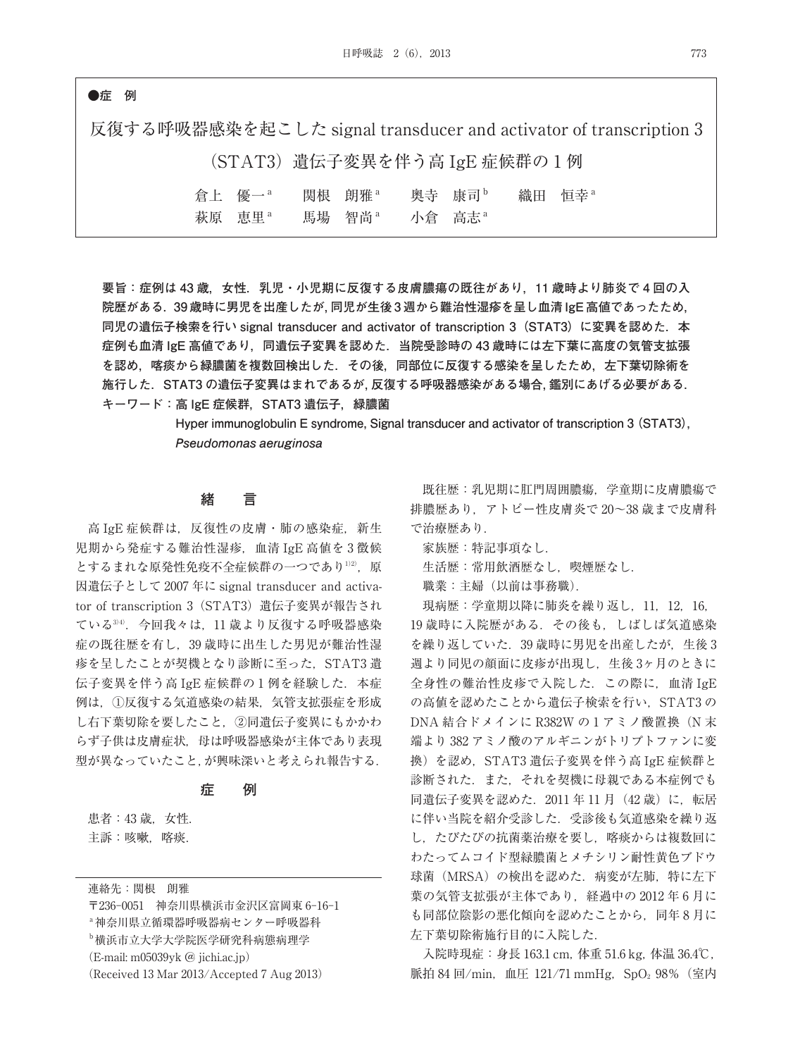●症　例

# 反復する呼吸器感染を起こしたsignal transducer and activator of transcription 3（STAT3）遺伝子変異を伴う高IgE症候群の1例

倉上　優一[a]　関根　朗雅[a]　奥寺　康司[b]　織田　恒幸[a]
萩原　恵里[a]　馬場　智尚[a]　小倉　高志[a]

**要旨：症例は43歳，女性．乳児・小児期に反復する皮膚膿瘍の既往があり，11歳時より肺炎で4回の入院歴がある．39歳時に男児を出産したが，同児が生後3週から難治性湿疹を呈し血清IgE高値であったため，同児の遺伝子検索を行いsignal transducer and activator of transcription 3（STAT3）に変異を認めた．本症例も血清IgE高値であり，同遺伝子変異を認めた．当院受診時の43歳時には左下葉に高度の気管支拡張を認め，喀痰から緑膿菌を複数回検出した．その後，同部位に反復する感染を呈したため，左下葉切除術を施行した．STAT3の遺伝子変異はまれであるが，反復する呼吸器感染がある場合，鑑別にあげる必要がある．**

**キーワード：高IgE症候群，STAT3遺伝子，緑膿菌**

**Hyper immunoglobulin E syndrome, Signal transducer and activator of transcription 3 (STAT3), *Pseudomonas aeruginosa***

## 緒　言

高IgE症候群は，反復性の皮膚・肺の感染症，新生児期から発症する難治性湿疹，血清IgE高値を3徴候とするまれな原発性免疫不全症候群の一つであり[1)2)]，原因遺伝子として2007年にsignal transducer and activator of transcription 3（STAT3）遺伝子変異が報告されている[3)4)]．今回我々は，11歳より反復する呼吸器感染症の既往歴を有し，39歳時に出生した男児が難治性湿疹を呈したことが契機となり診断に至った，STAT3遺伝子変異を伴う高IgE症候群の1例を経験した．本症例は，①反復する気道感染の結果，気管支拡張症を形成し右下葉切除を要したこと，②同遺伝子変異にもかかわらず子供は皮膚症状，母は呼吸器感染が主体であり表現型が異なっていたこと，が興味深いと考えられ報告する．

## 症　例

患者：43歳，女性．
主訴：咳嗽，喀痰．

既往歴：乳児期に肛門周囲膿瘍，学童期に皮膚膿瘍で排膿歴あり，アトピー性皮膚炎で20～38歳まで皮膚科で治療歴あり．
家族歴：特記事項なし．
生活歴：常用飲酒歴なし，喫煙歴なし．
職業：主婦（以前は事務職）．

現病歴：学童期以降に肺炎を繰り返し，11，12，16，19歳時に入院歴がある．その後も，しばしば気道感染を繰り返していた．39歳時に男児を出産したが，生後3週より同児の顔面に皮疹が出現し，生後3ヶ月のときに全身性の難治性皮疹で入院した．この際に，血清IgEの高値を認めたことから遺伝子検索を行い，STAT3のDNA結合ドメインにR382Wの1アミノ酸置換（N末端より382アミノ酸のアルギニンがトリプトファンに変換）を認め，STAT3遺伝子変異を伴う高IgE症候群と診断された．また，それを契機に母親である本症例でも同遺伝子変異を認めた．2011年11月（42歳）に，転居に伴い当院を紹介受診した．受診後も気道感染を繰り返し，たびたびの抗菌薬治療を要し，喀痰からは複数回にわたってムコイド型緑膿菌とメチシリン耐性黄色ブドウ球菌（MRSA）の検出を認めた．病変が左肺，特に左下葉の気管支拡張が主体であり，経過中の2012年6月にも同部位陰影の悪化傾向を認めたことから，同年8月に左下葉切除術施行目的に入院した．

入院時現症：身長163.1 cm，体重51.6 kg，体温36.4℃，脈拍84回/min，血圧121/71 mmHg，$SpO_2$ 98%（室内

連絡先：関根　朗雅
〒236-0051　神奈川県横浜市金沢区富岡東6-16-1
[a]神奈川県立循環器呼吸器病センター呼吸器科
[b]横浜市立大学大学院医学研究科病態病理学
(E-mail: m05039yk@jichi.ac.jp)
(Received 13 Mar 2013/Accepted 7 Aug 2013)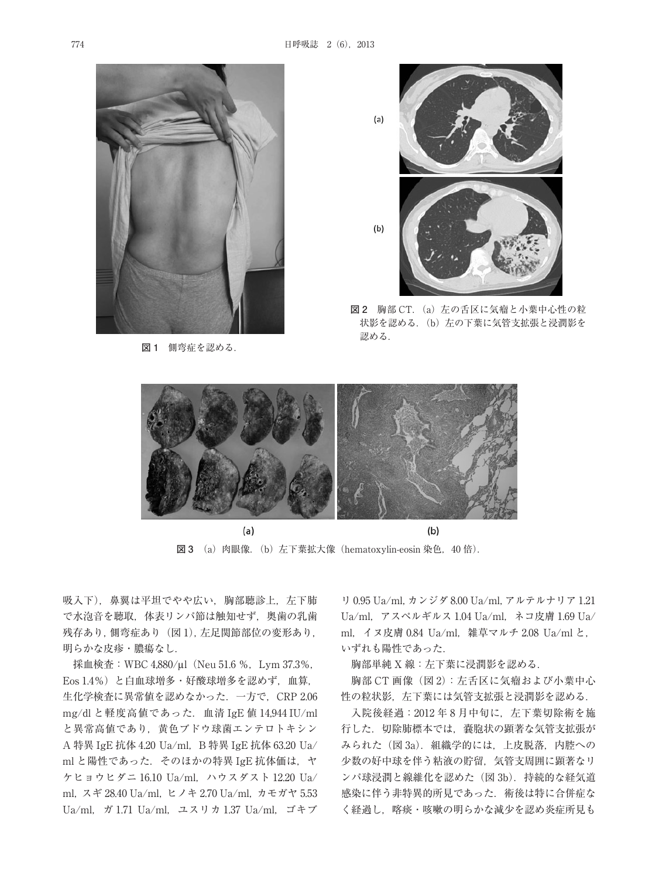図1　側弯症を認める．

図2　胸部CT．(a) 左の舌区に気瘤と小葉中心性の粒状影を認める．(b) 左の下葉に気管支拡張と浸潤影を認める．

図3　(a) 肉眼像．(b) 左下葉拡大像（hematoxylin-eosin 染色，40倍）．

吸入下)，鼻翼は平坦でやや広い，胸部聴診上，左下肺で水泡音を聴取，体表リンパ節は触知せず，奥歯の乳歯残存あり，側弯症あり（図1），左足関節部位の変形あり，明らかな皮疹・膿瘍なし．

採血検査：WBC 4,880/μl（Neu 51.6 %，Lym 37.3%，Eos 1.4%）と白血球増多・好酸球増多を認めず，血算，生化学検査に異常値を認めなかった．一方で，CRP 2.06 mg/dl と軽度高値であった．血清 IgE 値 14,944 IU/ml と異常高値であり，黄色ブドウ球菌エンテロトキシン A 特異 IgE 抗体 4.20 Ua/ml，B 特異 IgE 抗体 63.20 Ua/ml と陽性であった．そのほかの特異 IgE 抗体価は，ヤケヒョウヒダニ 16.10 Ua/ml，ハウスダスト 12.20 Ua/ml，スギ 28.40 Ua/ml，ヒノキ 2.70 Ua/ml，カモガヤ 5.53 Ua/ml，ガ 1.71 Ua/ml，ユスリカ 1.37 Ua/ml，ゴキブリ 0.95 Ua/ml，カンジダ 8.00 Ua/ml，アルテルナリア 1.21 Ua/ml，アスペルギルス 1.04 Ua/ml，ネコ皮膚 1.69 Ua/ml，イヌ皮膚 0.84 Ua/ml，雑草マルチ 2.08 Ua/ml と，いずれも陽性であった．

胸部単純 X 線：左下葉に浸潤影を認める．

胸部 CT 画像（図2）：左舌区に気瘤および小葉中心性の粒状影，左下葉には気管支拡張と浸潤影を認める．

入院後経過：2012年8月中旬に，左下葉切除術を施行した．切除肺標本では，嚢胞状の顕著な気管支拡張がみられた（図3a）．組織学的には，上皮脱落，内腔への少数の好中球を伴う粘液の貯留，気管支周囲に顕著なリンパ球浸潤と線維化を認めた（図3b）．持続的な経気道感染に伴う非特異的所見であった．術後は特に合併症なく経過し，喀痰・咳嗽の明らかな減少を認め炎症所見も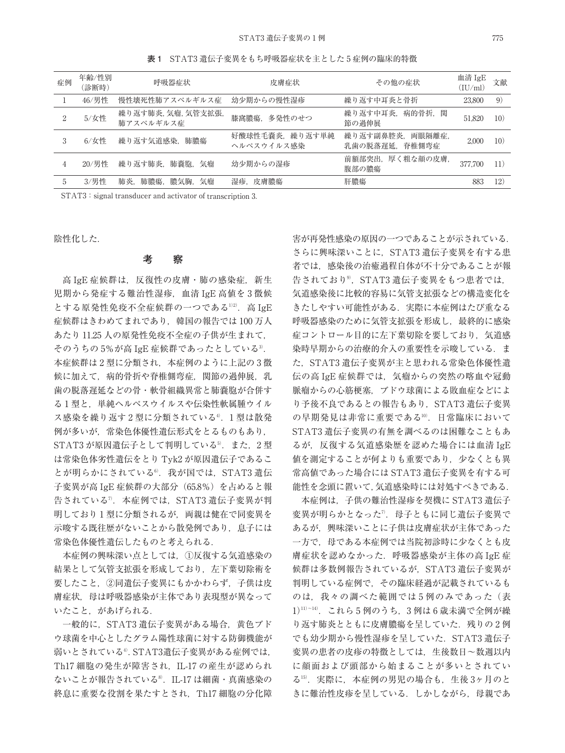**表1** STAT3遺伝子変異をもち呼吸器症状を主とした5症例の臨床的特徴

| 症例 | 年齢/性別（診断時） | 呼吸器症状 | 皮膚症状 | その他の症状 | 血清 IgE (IU/ml) | 文献 |
|---|---|---|---|---|---|---|
| 1 | 46/男性 | 慢性壊死性肺アスペルギルス症 | 幼少期からの慢性湿疹 | 繰り返す中耳炎と骨折 | 23,800 | 9) |
| 2 | 5/女性 | 繰り返す肺炎，気瘤，気管支拡張，肺アスペルギルス症 | 膝窩膿瘍，多発性のせつ | 繰り返す中耳炎，病的骨折，関節の過伸展 | 51,820 | 10) |
| 3 | 6/女性 | 繰り返す気道感染，肺膿瘍 | 好酸球性毛嚢炎，繰り返す単純ヘルペスウイルス感染 | 繰り返す副鼻腔炎，両眼隔離症，乳歯の脱落遅延，脊椎側弯症 | 2,000 | 10) |
| 4 | 20/男性 | 繰り返す肺炎，肺嚢胞，気瘤 | 幼少期からの湿疹 | 前額部突出，厚く粗な顔の皮膚，腹部の膿瘍 | 377,700 | 11) |
| 5 | 3/男性 | 肺炎，肺膿瘍，膿気胸，気瘤 | 湿疹，皮膚膿瘍 | 肝膿瘍 | 883 | 12) |

STAT3：signal transducer and activator of transcription 3.

陰性化した．

## 考　察

高IgE症候群は，反復性の皮膚・肺の感染症，新生児期から発症する難治性湿疹，血清IgE高値を3徴候とする原発性免疫不全症候群の一つである[1][2]．高IgE症候群はきわめてまれであり，韓国の報告では100万人あたり11.25人の原発性免疫不全症の子供が生まれて，そのうちの5%が高IgE症候群であったとしている[3]．本症候群は2型に分類され，本症例のように上記の3徴候に加えて，病的骨折や脊椎側弯症，関節の過伸展，乳歯の脱落遅延などの骨・軟骨組織異常と肺嚢胞が合併する1型と，単純ヘルペスウイルスや伝染性軟属腫ウイルス感染を繰り返す2型に分類されている[4]．1型は散発例が多いが，常染色体優性遺伝形式をとるものもあり，STAT3が原因遺伝子として判明している[5]．また，2型は常染色体劣性遺伝をとりTyk2が原因遺伝子であることが明らかにされている[6]．我が国では，STAT3遺伝子変異が高IgE症候群の大部分（65.8%）を占めると報告されている[7]．本症例では，STAT3遺伝子変異が判明しており1型に分類されるが，両親は健在で同変異を示唆する既往歴がないことから散発例であり，息子には常染色体優性遺伝したものと考えられる．

本症例の興味深い点としては，①反復する気道感染の結果として気管支拡張を形成しており，左下葉切除術を要したこと，②同遺伝子変異にもかかわらず，子供は皮膚症状，母は呼吸器感染が主体であり表現型が異なっていたこと，があげられる．

一般的に，STAT3遺伝子変異がある場合，黄色ブドウ球菌を中心としたグラム陽性球菌に対する防御機能が弱いとされている[4]．STAT3遺伝子変異がある症例では，Th17細胞の発生が障害され，IL-17の産生が認められないことが報告されている[8]．IL-17は細菌・真菌感染の終息に重要な役割を果たすとされ，Th17細胞の分化障害が再発性感染の原因の一つであることが示されている．さらに興味深いことに，STAT3遺伝子変異を有する患者では，感染後の治癒過程自体が不十分であることが報告されており[9]，STAT3遺伝子変異をもつ患者では，気道感染後に比較的容易に気管支拡張などの構造変化をきたしやすい可能性がある．実際に本症例はたび重なる呼吸器感染のために気管支拡張を形成し，最終的に感染症コントロール目的に左下葉切除を要しており，気道感染時早期からの治療的介入の重要性を示唆している．また，STAT3遺伝子変異が主と思われる常染色体優性遺伝の高IgE症候群では，気瘤からの突然の喀血や冠動脈瘤からの心筋梗塞，ブドウ球菌による敗血症などにより予後不良であるとの報告もあり，STAT3遺伝子変異の早期発見は非常に重要である[10]．日常臨床においてSTAT3遺伝子変異の有無を調べるのは困難なこともあるが，反復する気道感染歴を認めた場合には血清IgE値を測定することが何よりも重要であり，少なくとも異常高値であった場合にはSTAT3遺伝子変異を有する可能性を念頭に置いて，気道感染時には対処すべきである．

本症例は，子供の難治性湿疹を契機にSTAT3遺伝子変異が明らかとなった[7]．母子ともに同じ遺伝子変異であるが，興味深いことに子供は皮膚症状が主体であった一方で，母である本症例では当院初診時に少なくとも皮膚症状を認めなかった．呼吸器感染が主体の高IgE症候群は多数例報告されているが，STAT3遺伝子変異が判明している症例で，その臨床経過が記載されているものは，我々の調べた範囲では5例のみであった（表1）[11)〜14]．これら5例のうち，3例は6歳未満で全例が繰り返す肺炎とともに皮膚膿瘍を呈していた．残りの2例でも幼少期から慢性湿疹を呈していた．STAT3遺伝子変異の患者の皮疹の特徴としては，生後数日〜数週以内に顔面および頭部から始まることが多いとされている[15]．実際に，本症例の男児の場合も，生後3ヶ月のときに難治性皮疹を呈している．しかしながら，母親であ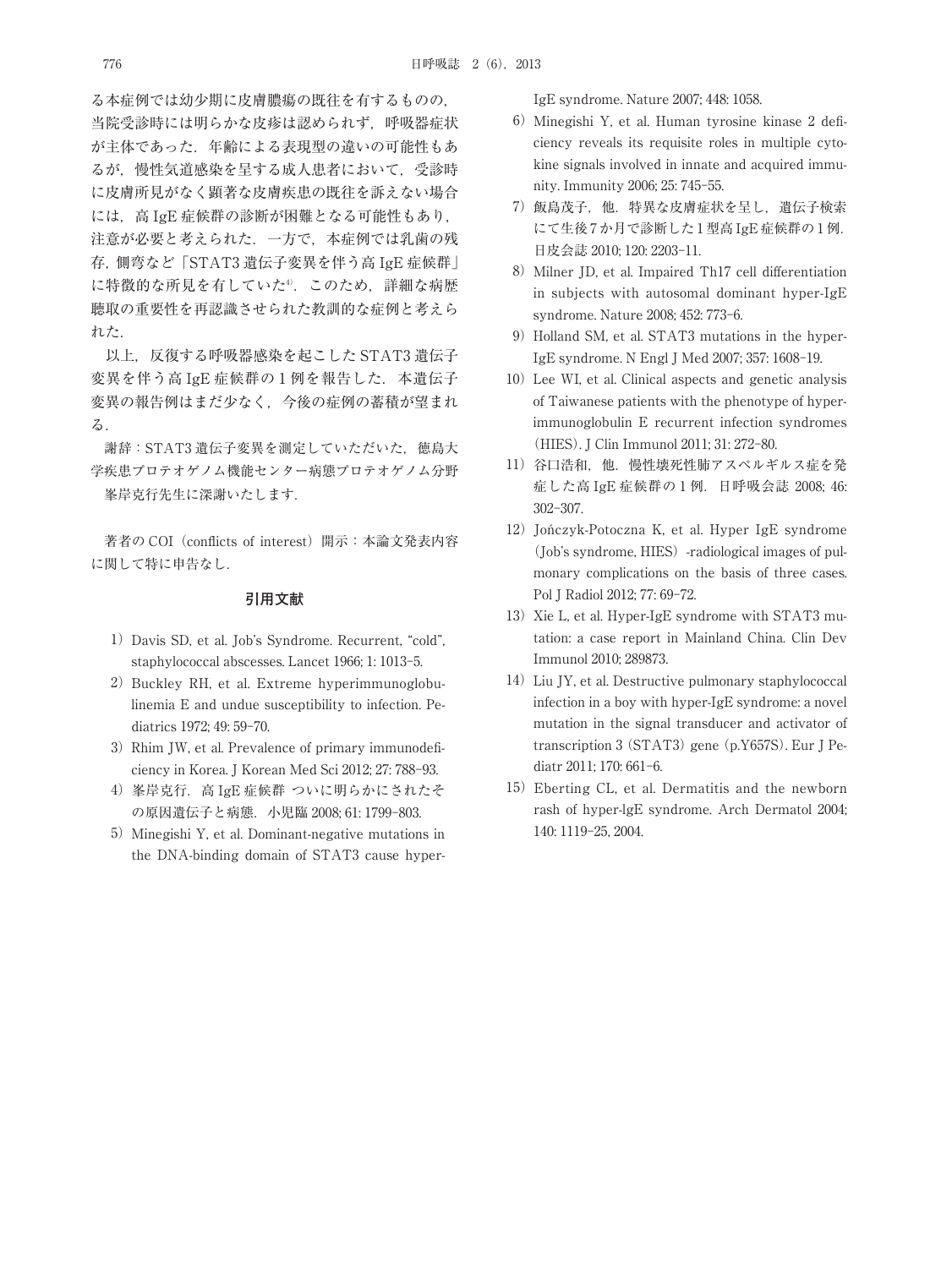る本症例では幼少期に皮膚膿瘍の既往を有するものの，当院受診時には明らかな皮疹は認められず，呼吸器症状が主体であった．年齢による表現型の違いの可能性もあるが，慢性気道感染を呈する成人患者において，受診時に皮膚所見がなく顕著な皮膚疾患の既往を訴えない場合には，高 IgE 症候群の診断が困難となる可能性もあり，注意が必要と考えられた．一方で，本症例では乳歯の残存，側弯など「STAT3 遺伝子変異を伴う高 IgE 症候群」に特徴的な所見を有していた[4]．このため，詳細な病歴聴取の重要性を再認識させられた教訓的な症例と考えられた．

以上，反復する呼吸器感染を起こした STAT3 遺伝子変異を伴う高 IgE 症候群の 1 例を報告した．本遺伝子変異の報告例はまだ少なく，今後の症例の蓄積が望まれる．

謝辞：STAT3 遺伝子変異を測定していただいた，徳島大学疾患プロテオゲノム機能センター病態プロテオゲノム分野 峯岸克行先生に深謝いたします．

著者の COI（conflicts of interest）開示：本論文発表内容に関して特に申告なし．

## 引用文献

1）Davis SD, et al. Job's Syndrome. Recurrent, "cold", staphylococcal abscesses. Lancet 1966; 1: 1013-5.
2）Buckley RH, et al. Extreme hyperimmunoglobulinemia E and undue susceptibility to infection. Pediatrics 1972; 49: 59-70.
3）Rhim JW, et al. Prevalence of primary immunodeficiency in Korea. J Korean Med Sci 2012; 27: 788-93.
4）峯岸克行．高 IgE 症候群 ついに明らかにされたその原因遺伝子と病態．小児臨 2008; 61: 1799-803.
5）Minegishi Y, et al. Dominant-negative mutations in the DNA-binding domain of STAT3 cause hyper-IgE syndrome. Nature 2007; 448: 1058.
6）Minegishi Y, et al. Human tyrosine kinase 2 deficiency reveals its requisite roles in multiple cytokine signals involved in innate and acquired immunity. Immunity 2006; 25: 745-55.
7）飯島茂子，他．特異な皮膚症状を呈し，遺伝子検索にて生後 7 か月で診断した 1 型高 IgE 症候群の 1 例．日皮会誌 2010; 120: 2203-11.
8）Milner JD, et al. Impaired Th17 cell differentiation in subjects with autosomal dominant hyper-IgE syndrome. Nature 2008; 452: 773-6.
9）Holland SM, et al. STAT3 mutations in the hyper-IgE syndrome. N Engl J Med 2007; 357: 1608-19.
10）Lee WI, et al. Clinical aspects and genetic analysis of Taiwanese patients with the phenotype of hyper-immunoglobulin E recurrent infection syndromes (HIES). J Clin Immunol 2011; 31: 272-80.
11）谷口浩和，他．慢性壊死性肺アスペルギルス症を発症した高 IgE 症候群の 1 例．日呼吸会誌 2008; 46: 302-307.
12）Jończyk-Potoczna K, et al. Hyper IgE syndrome (Job's syndrome, HIES) -radiological images of pulmonary complications on the basis of three cases. Pol J Radiol 2012; 77: 69-72.
13）Xie L, et al. Hyper-IgE syndrome with STAT3 mutation: a case report in Mainland China. Clin Dev Immunol 2010; 289873.
14）Liu JY, et al. Destructive pulmonary staphylococcal infection in a boy with hyper-IgE syndrome: a novel mutation in the signal transducer and activator of transcription 3 (STAT3) gene (p.Y657S). Eur J Pediatr 2011; 170: 661-6.
15）Eberting CL, et al. Dermatitis and the newborn rash of hyper-lgE syndrome. Arch Dermatol 2004; 140: 1119-25, 2004.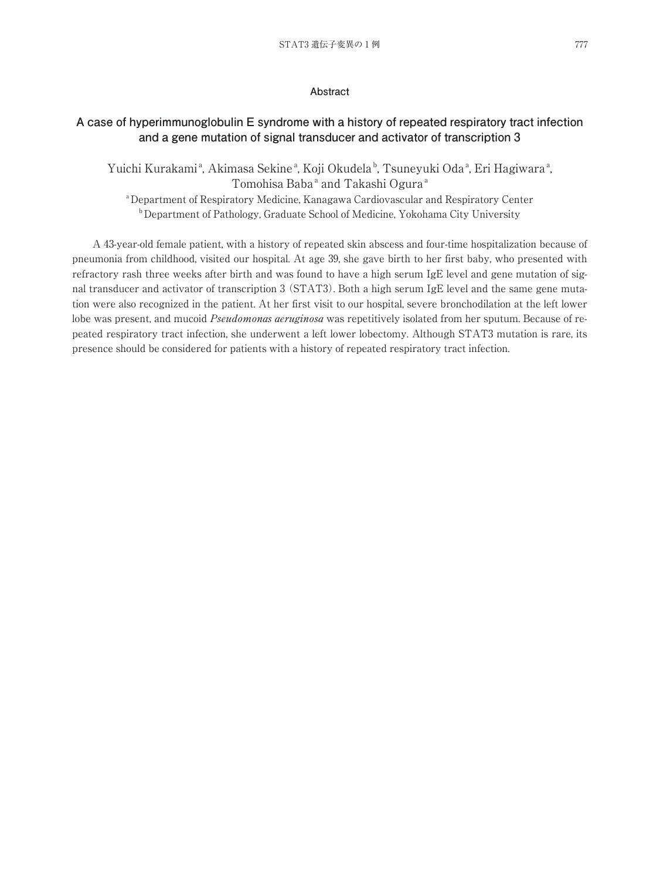## Abstract

### A case of hyperimmunoglobulin E syndrome with a history of repeated respiratory tract infection and a gene mutation of signal transducer and activator of transcription 3

Yuichi Kurakami[a], Akimasa Sekine[a], Koji Okudela[b], Tsuneyuki Oda[a], Eri Hagiwara[a], Tomohisa Baba[a] and Takashi Ogura[a]

[a] Department of Respiratory Medicine, Kanagawa Cardiovascular and Respiratory Center
[b] Department of Pathology, Graduate School of Medicine, Yokohama City University

A 43-year-old female patient, with a history of repeated skin abscess and four-time hospitalization because of pneumonia from childhood, visited our hospital. At age 39, she gave birth to her first baby, who presented with refractory rash three weeks after birth and was found to have a high serum IgE level and gene mutation of signal transducer and activator of transcription 3 (STAT3). Both a high serum IgE level and the same gene mutation were also recognized in the patient. At her first visit to our hospital, severe bronchodilation at the left lower lobe was present, and mucoid *Pseudomonas aeruginosa* was repetitively isolated from her sputum. Because of repeated respiratory tract infection, she underwent a left lower lobectomy. Although STAT3 mutation is rare, its presence should be considered for patients with a history of repeated respiratory tract infection.